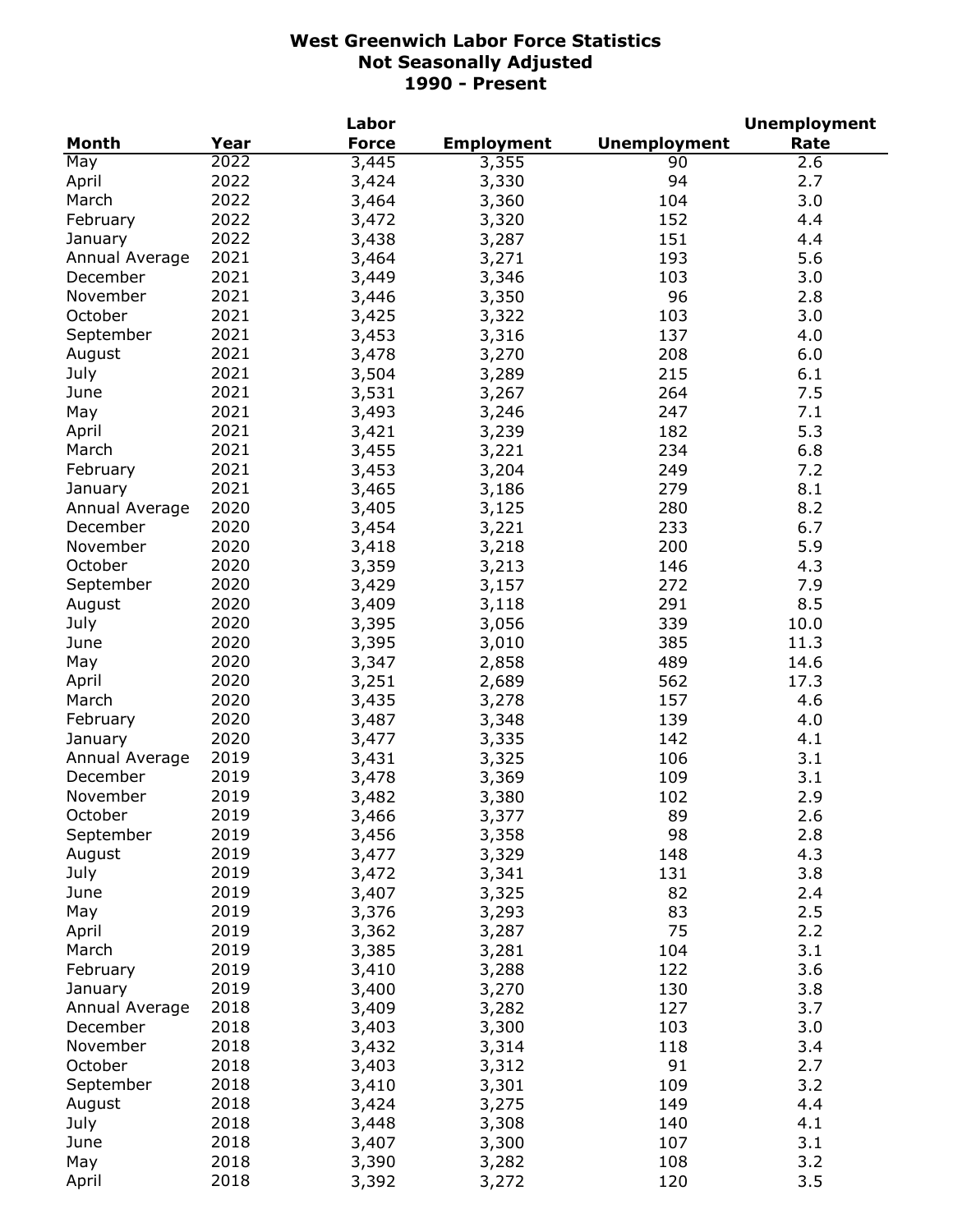# West Greenwich Labor Force Statistics
## Not Seasonally Adjusted
## 1990 - Present

| Month | Year | Labor Force | Employment | Unemployment | Unemployment Rate |
|---|---|---|---|---|---|
| May | 2022 | 3,445 | 3,355 | 90 | 2.6 |
| April | 2022 | 3,424 | 3,330 | 94 | 2.7 |
| March | 2022 | 3,464 | 3,360 | 104 | 3.0 |
| February | 2022 | 3,472 | 3,320 | 152 | 4.4 |
| January | 2022 | 3,438 | 3,287 | 151 | 4.4 |
| Annual Average | 2021 | 3,464 | 3,271 | 193 | 5.6 |
| December | 2021 | 3,449 | 3,346 | 103 | 3.0 |
| November | 2021 | 3,446 | 3,350 | 96 | 2.8 |
| October | 2021 | 3,425 | 3,322 | 103 | 3.0 |
| September | 2021 | 3,453 | 3,316 | 137 | 4.0 |
| August | 2021 | 3,478 | 3,270 | 208 | 6.0 |
| July | 2021 | 3,504 | 3,289 | 215 | 6.1 |
| June | 2021 | 3,531 | 3,267 | 264 | 7.5 |
| May | 2021 | 3,493 | 3,246 | 247 | 7.1 |
| April | 2021 | 3,421 | 3,239 | 182 | 5.3 |
| March | 2021 | 3,455 | 3,221 | 234 | 6.8 |
| February | 2021 | 3,453 | 3,204 | 249 | 7.2 |
| January | 2021 | 3,465 | 3,186 | 279 | 8.1 |
| Annual Average | 2020 | 3,405 | 3,125 | 280 | 8.2 |
| December | 2020 | 3,454 | 3,221 | 233 | 6.7 |
| November | 2020 | 3,418 | 3,218 | 200 | 5.9 |
| October | 2020 | 3,359 | 3,213 | 146 | 4.3 |
| September | 2020 | 3,429 | 3,157 | 272 | 7.9 |
| August | 2020 | 3,409 | 3,118 | 291 | 8.5 |
| July | 2020 | 3,395 | 3,056 | 339 | 10.0 |
| June | 2020 | 3,395 | 3,010 | 385 | 11.3 |
| May | 2020 | 3,347 | 2,858 | 489 | 14.6 |
| April | 2020 | 3,251 | 2,689 | 562 | 17.3 |
| March | 2020 | 3,435 | 3,278 | 157 | 4.6 |
| February | 2020 | 3,487 | 3,348 | 139 | 4.0 |
| January | 2020 | 3,477 | 3,335 | 142 | 4.1 |
| Annual Average | 2019 | 3,431 | 3,325 | 106 | 3.1 |
| December | 2019 | 3,478 | 3,369 | 109 | 3.1 |
| November | 2019 | 3,482 | 3,380 | 102 | 2.9 |
| October | 2019 | 3,466 | 3,377 | 89 | 2.6 |
| September | 2019 | 3,456 | 3,358 | 98 | 2.8 |
| August | 2019 | 3,477 | 3,329 | 148 | 4.3 |
| July | 2019 | 3,472 | 3,341 | 131 | 3.8 |
| June | 2019 | 3,407 | 3,325 | 82 | 2.4 |
| May | 2019 | 3,376 | 3,293 | 83 | 2.5 |
| April | 2019 | 3,362 | 3,287 | 75 | 2.2 |
| March | 2019 | 3,385 | 3,281 | 104 | 3.1 |
| February | 2019 | 3,410 | 3,288 | 122 | 3.6 |
| January | 2019 | 3,400 | 3,270 | 130 | 3.8 |
| Annual Average | 2018 | 3,409 | 3,282 | 127 | 3.7 |
| December | 2018 | 3,403 | 3,300 | 103 | 3.0 |
| November | 2018 | 3,432 | 3,314 | 118 | 3.4 |
| October | 2018 | 3,403 | 3,312 | 91 | 2.7 |
| September | 2018 | 3,410 | 3,301 | 109 | 3.2 |
| August | 2018 | 3,424 | 3,275 | 149 | 4.4 |
| July | 2018 | 3,448 | 3,308 | 140 | 4.1 |
| June | 2018 | 3,407 | 3,300 | 107 | 3.1 |
| May | 2018 | 3,390 | 3,282 | 108 | 3.2 |
| April | 2018 | 3,392 | 3,272 | 120 | 3.5 |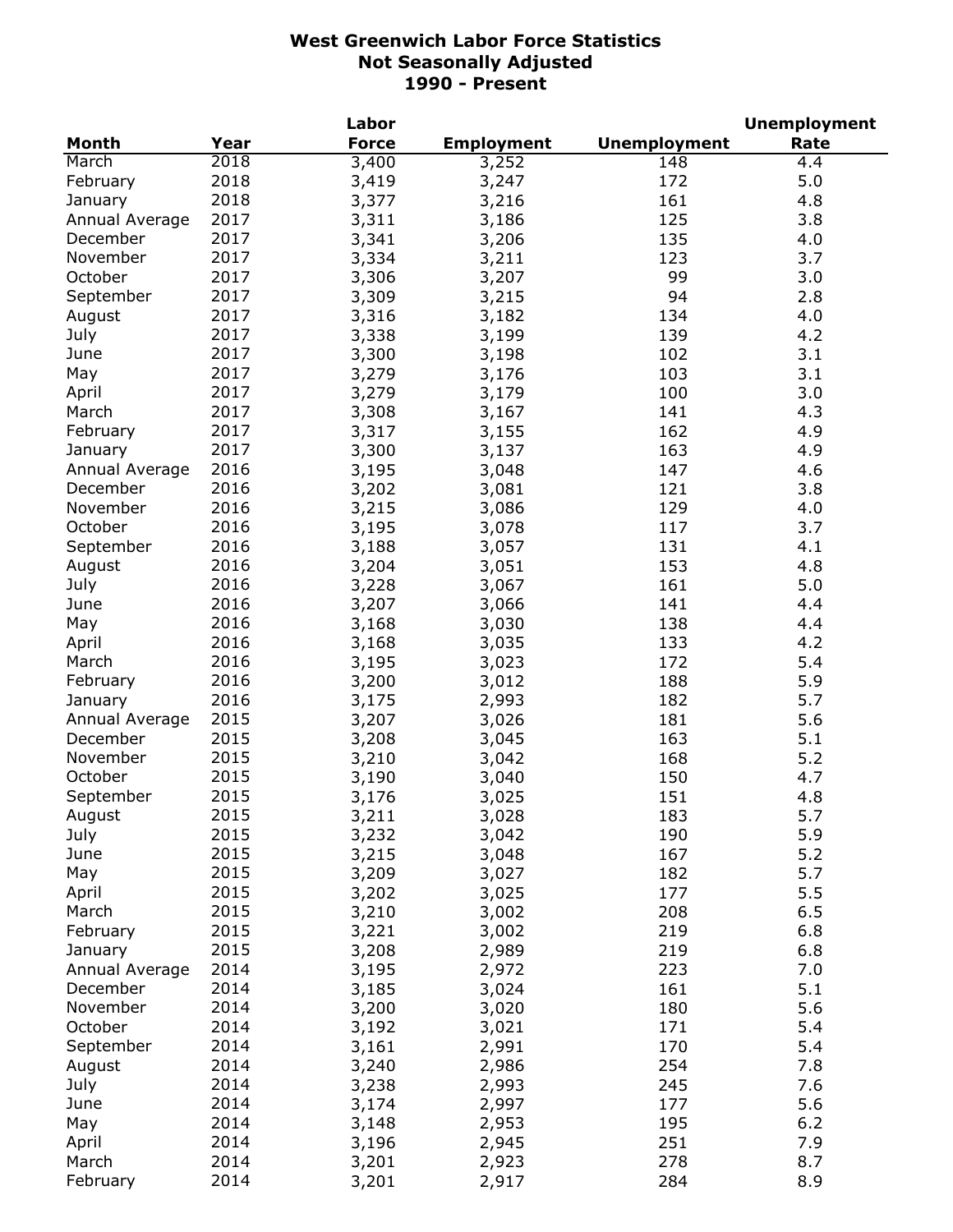# West Greenwich Labor Force Statistics
## Not Seasonally Adjusted
## 1990 - Present

| Month | Year | Labor Force | Employment | Unemployment | Unemployment Rate |
|---|---|---|---|---|---|
| March | 2018 | 3,400 | 3,252 | 148 | 4.4 |
| February | 2018 | 3,419 | 3,247 | 172 | 5.0 |
| January | 2018 | 3,377 | 3,216 | 161 | 4.8 |
| Annual Average | 2017 | 3,311 | 3,186 | 125 | 3.8 |
| December | 2017 | 3,341 | 3,206 | 135 | 4.0 |
| November | 2017 | 3,334 | 3,211 | 123 | 3.7 |
| October | 2017 | 3,306 | 3,207 | 99 | 3.0 |
| September | 2017 | 3,309 | 3,215 | 94 | 2.8 |
| August | 2017 | 3,316 | 3,182 | 134 | 4.0 |
| July | 2017 | 3,338 | 3,199 | 139 | 4.2 |
| June | 2017 | 3,300 | 3,198 | 102 | 3.1 |
| May | 2017 | 3,279 | 3,176 | 103 | 3.1 |
| April | 2017 | 3,279 | 3,179 | 100 | 3.0 |
| March | 2017 | 3,308 | 3,167 | 141 | 4.3 |
| February | 2017 | 3,317 | 3,155 | 162 | 4.9 |
| January | 2017 | 3,300 | 3,137 | 163 | 4.9 |
| Annual Average | 2016 | 3,195 | 3,048 | 147 | 4.6 |
| December | 2016 | 3,202 | 3,081 | 121 | 3.8 |
| November | 2016 | 3,215 | 3,086 | 129 | 4.0 |
| October | 2016 | 3,195 | 3,078 | 117 | 3.7 |
| September | 2016 | 3,188 | 3,057 | 131 | 4.1 |
| August | 2016 | 3,204 | 3,051 | 153 | 4.8 |
| July | 2016 | 3,228 | 3,067 | 161 | 5.0 |
| June | 2016 | 3,207 | 3,066 | 141 | 4.4 |
| May | 2016 | 3,168 | 3,030 | 138 | 4.4 |
| April | 2016 | 3,168 | 3,035 | 133 | 4.2 |
| March | 2016 | 3,195 | 3,023 | 172 | 5.4 |
| February | 2016 | 3,200 | 3,012 | 188 | 5.9 |
| January | 2016 | 3,175 | 2,993 | 182 | 5.7 |
| Annual Average | 2015 | 3,207 | 3,026 | 181 | 5.6 |
| December | 2015 | 3,208 | 3,045 | 163 | 5.1 |
| November | 2015 | 3,210 | 3,042 | 168 | 5.2 |
| October | 2015 | 3,190 | 3,040 | 150 | 4.7 |
| September | 2015 | 3,176 | 3,025 | 151 | 4.8 |
| August | 2015 | 3,211 | 3,028 | 183 | 5.7 |
| July | 2015 | 3,232 | 3,042 | 190 | 5.9 |
| June | 2015 | 3,215 | 3,048 | 167 | 5.2 |
| May | 2015 | 3,209 | 3,027 | 182 | 5.7 |
| April | 2015 | 3,202 | 3,025 | 177 | 5.5 |
| March | 2015 | 3,210 | 3,002 | 208 | 6.5 |
| February | 2015 | 3,221 | 3,002 | 219 | 6.8 |
| January | 2015 | 3,208 | 2,989 | 219 | 6.8 |
| Annual Average | 2014 | 3,195 | 2,972 | 223 | 7.0 |
| December | 2014 | 3,185 | 3,024 | 161 | 5.1 |
| November | 2014 | 3,200 | 3,020 | 180 | 5.6 |
| October | 2014 | 3,192 | 3,021 | 171 | 5.4 |
| September | 2014 | 3,161 | 2,991 | 170 | 5.4 |
| August | 2014 | 3,240 | 2,986 | 254 | 7.8 |
| July | 2014 | 3,238 | 2,993 | 245 | 7.6 |
| June | 2014 | 3,174 | 2,997 | 177 | 5.6 |
| May | 2014 | 3,148 | 2,953 | 195 | 6.2 |
| April | 2014 | 3,196 | 2,945 | 251 | 7.9 |
| March | 2014 | 3,201 | 2,923 | 278 | 8.7 |
| February | 2014 | 3,201 | 2,917 | 284 | 8.9 |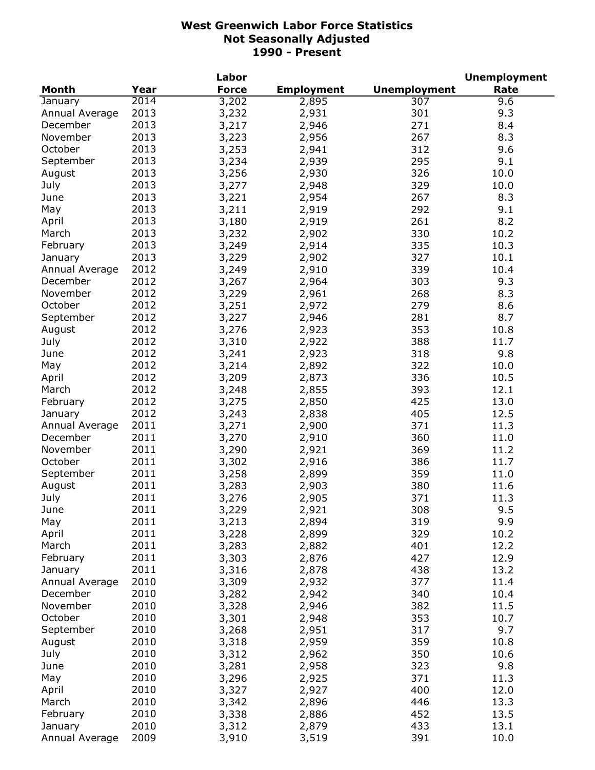# West Greenwich Labor Force Statistics
## Not Seasonally Adjusted
## 1990 - Present

| Month | Year | Labor Force | Employment | Unemployment | Unemployment Rate |
|---|---|---|---|---|---|
| January | 2014 | 3,202 | 2,895 | 307 | 9.6 |
| Annual Average | 2013 | 3,232 | 2,931 | 301 | 9.3 |
| December | 2013 | 3,217 | 2,946 | 271 | 8.4 |
| November | 2013 | 3,223 | 2,956 | 267 | 8.3 |
| October | 2013 | 3,253 | 2,941 | 312 | 9.6 |
| September | 2013 | 3,234 | 2,939 | 295 | 9.1 |
| August | 2013 | 3,256 | 2,930 | 326 | 10.0 |
| July | 2013 | 3,277 | 2,948 | 329 | 10.0 |
| June | 2013 | 3,221 | 2,954 | 267 | 8.3 |
| May | 2013 | 3,211 | 2,919 | 292 | 9.1 |
| April | 2013 | 3,180 | 2,919 | 261 | 8.2 |
| March | 2013 | 3,232 | 2,902 | 330 | 10.2 |
| February | 2013 | 3,249 | 2,914 | 335 | 10.3 |
| January | 2013 | 3,229 | 2,902 | 327 | 10.1 |
| Annual Average | 2012 | 3,249 | 2,910 | 339 | 10.4 |
| December | 2012 | 3,267 | 2,964 | 303 | 9.3 |
| November | 2012 | 3,229 | 2,961 | 268 | 8.3 |
| October | 2012 | 3,251 | 2,972 | 279 | 8.6 |
| September | 2012 | 3,227 | 2,946 | 281 | 8.7 |
| August | 2012 | 3,276 | 2,923 | 353 | 10.8 |
| July | 2012 | 3,310 | 2,922 | 388 | 11.7 |
| June | 2012 | 3,241 | 2,923 | 318 | 9.8 |
| May | 2012 | 3,214 | 2,892 | 322 | 10.0 |
| April | 2012 | 3,209 | 2,873 | 336 | 10.5 |
| March | 2012 | 3,248 | 2,855 | 393 | 12.1 |
| February | 2012 | 3,275 | 2,850 | 425 | 13.0 |
| January | 2012 | 3,243 | 2,838 | 405 | 12.5 |
| Annual Average | 2011 | 3,271 | 2,900 | 371 | 11.3 |
| December | 2011 | 3,270 | 2,910 | 360 | 11.0 |
| November | 2011 | 3,290 | 2,921 | 369 | 11.2 |
| October | 2011 | 3,302 | 2,916 | 386 | 11.7 |
| September | 2011 | 3,258 | 2,899 | 359 | 11.0 |
| August | 2011 | 3,283 | 2,903 | 380 | 11.6 |
| July | 2011 | 3,276 | 2,905 | 371 | 11.3 |
| June | 2011 | 3,229 | 2,921 | 308 | 9.5 |
| May | 2011 | 3,213 | 2,894 | 319 | 9.9 |
| April | 2011 | 3,228 | 2,899 | 329 | 10.2 |
| March | 2011 | 3,283 | 2,882 | 401 | 12.2 |
| February | 2011 | 3,303 | 2,876 | 427 | 12.9 |
| January | 2011 | 3,316 | 2,878 | 438 | 13.2 |
| Annual Average | 2010 | 3,309 | 2,932 | 377 | 11.4 |
| December | 2010 | 3,282 | 2,942 | 340 | 10.4 |
| November | 2010 | 3,328 | 2,946 | 382 | 11.5 |
| October | 2010 | 3,301 | 2,948 | 353 | 10.7 |
| September | 2010 | 3,268 | 2,951 | 317 | 9.7 |
| August | 2010 | 3,318 | 2,959 | 359 | 10.8 |
| July | 2010 | 3,312 | 2,962 | 350 | 10.6 |
| June | 2010 | 3,281 | 2,958 | 323 | 9.8 |
| May | 2010 | 3,296 | 2,925 | 371 | 11.3 |
| April | 2010 | 3,327 | 2,927 | 400 | 12.0 |
| March | 2010 | 3,342 | 2,896 | 446 | 13.3 |
| February | 2010 | 3,338 | 2,886 | 452 | 13.5 |
| January | 2010 | 3,312 | 2,879 | 433 | 13.1 |
| Annual Average | 2009 | 3,910 | 3,519 | 391 | 10.0 |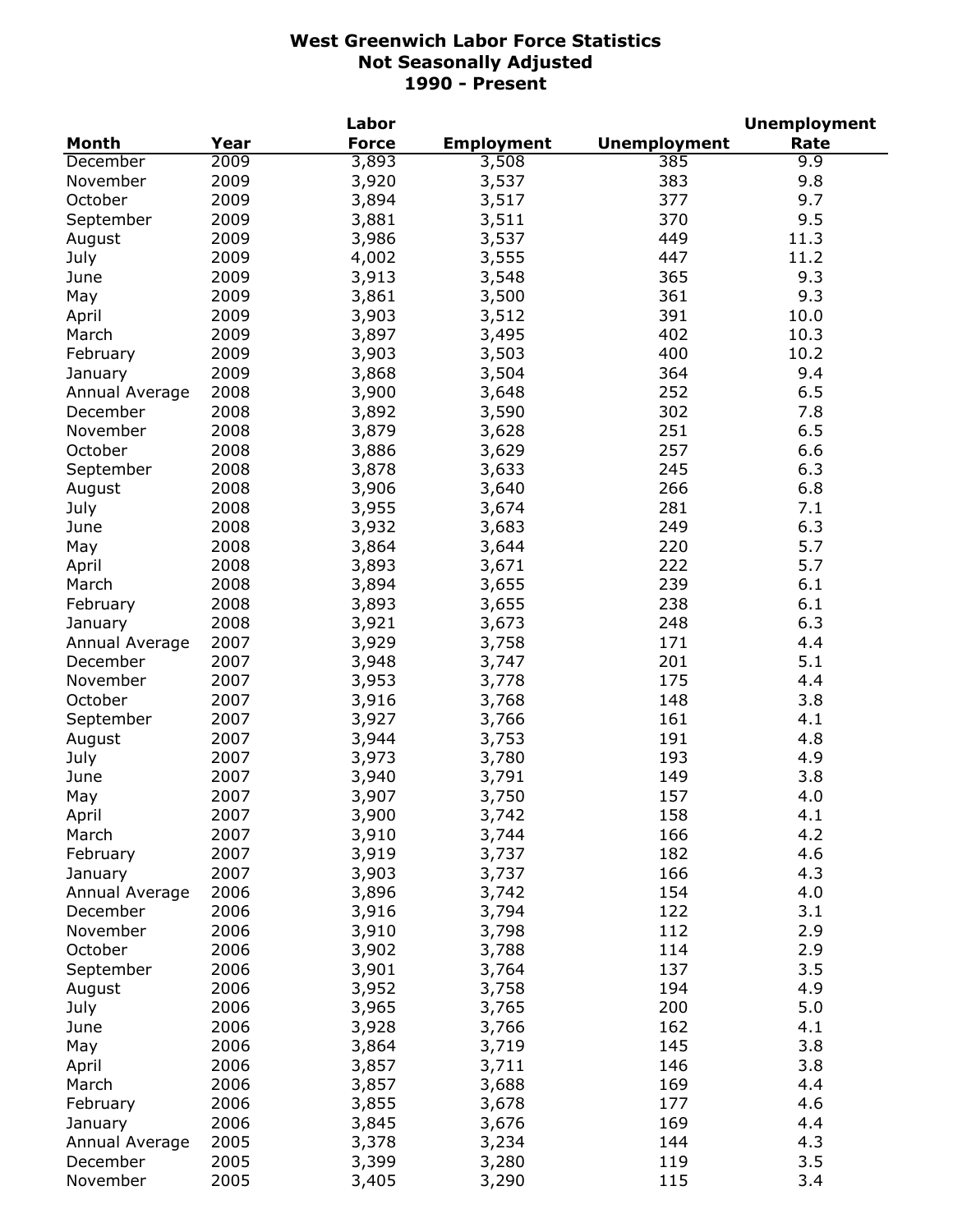# West Greenwich Labor Force Statistics
## Not Seasonally Adjusted
## 1990 - Present

| Month | Year | Labor Force | Employment | Unemployment | Unemployment Rate |
|---|---|---|---|---|---|
| December | 2009 | 3,893 | 3,508 | 385 | 9.9 |
| November | 2009 | 3,920 | 3,537 | 383 | 9.8 |
| October | 2009 | 3,894 | 3,517 | 377 | 9.7 |
| September | 2009 | 3,881 | 3,511 | 370 | 9.5 |
| August | 2009 | 3,986 | 3,537 | 449 | 11.3 |
| July | 2009 | 4,002 | 3,555 | 447 | 11.2 |
| June | 2009 | 3,913 | 3,548 | 365 | 9.3 |
| May | 2009 | 3,861 | 3,500 | 361 | 9.3 |
| April | 2009 | 3,903 | 3,512 | 391 | 10.0 |
| March | 2009 | 3,897 | 3,495 | 402 | 10.3 |
| February | 2009 | 3,903 | 3,503 | 400 | 10.2 |
| January | 2009 | 3,868 | 3,504 | 364 | 9.4 |
| Annual Average | 2008 | 3,900 | 3,648 | 252 | 6.5 |
| December | 2008 | 3,892 | 3,590 | 302 | 7.8 |
| November | 2008 | 3,879 | 3,628 | 251 | 6.5 |
| October | 2008 | 3,886 | 3,629 | 257 | 6.6 |
| September | 2008 | 3,878 | 3,633 | 245 | 6.3 |
| August | 2008 | 3,906 | 3,640 | 266 | 6.8 |
| July | 2008 | 3,955 | 3,674 | 281 | 7.1 |
| June | 2008 | 3,932 | 3,683 | 249 | 6.3 |
| May | 2008 | 3,864 | 3,644 | 220 | 5.7 |
| April | 2008 | 3,893 | 3,671 | 222 | 5.7 |
| March | 2008 | 3,894 | 3,655 | 239 | 6.1 |
| February | 2008 | 3,893 | 3,655 | 238 | 6.1 |
| January | 2008 | 3,921 | 3,673 | 248 | 6.3 |
| Annual Average | 2007 | 3,929 | 3,758 | 171 | 4.4 |
| December | 2007 | 3,948 | 3,747 | 201 | 5.1 |
| November | 2007 | 3,953 | 3,778 | 175 | 4.4 |
| October | 2007 | 3,916 | 3,768 | 148 | 3.8 |
| September | 2007 | 3,927 | 3,766 | 161 | 4.1 |
| August | 2007 | 3,944 | 3,753 | 191 | 4.8 |
| July | 2007 | 3,973 | 3,780 | 193 | 4.9 |
| June | 2007 | 3,940 | 3,791 | 149 | 3.8 |
| May | 2007 | 3,907 | 3,750 | 157 | 4.0 |
| April | 2007 | 3,900 | 3,742 | 158 | 4.1 |
| March | 2007 | 3,910 | 3,744 | 166 | 4.2 |
| February | 2007 | 3,919 | 3,737 | 182 | 4.6 |
| January | 2007 | 3,903 | 3,737 | 166 | 4.3 |
| Annual Average | 2006 | 3,896 | 3,742 | 154 | 4.0 |
| December | 2006 | 3,916 | 3,794 | 122 | 3.1 |
| November | 2006 | 3,910 | 3,798 | 112 | 2.9 |
| October | 2006 | 3,902 | 3,788 | 114 | 2.9 |
| September | 2006 | 3,901 | 3,764 | 137 | 3.5 |
| August | 2006 | 3,952 | 3,758 | 194 | 4.9 |
| July | 2006 | 3,965 | 3,765 | 200 | 5.0 |
| June | 2006 | 3,928 | 3,766 | 162 | 4.1 |
| May | 2006 | 3,864 | 3,719 | 145 | 3.8 |
| April | 2006 | 3,857 | 3,711 | 146 | 3.8 |
| March | 2006 | 3,857 | 3,688 | 169 | 4.4 |
| February | 2006 | 3,855 | 3,678 | 177 | 4.6 |
| January | 2006 | 3,845 | 3,676 | 169 | 4.4 |
| Annual Average | 2005 | 3,378 | 3,234 | 144 | 4.3 |
| December | 2005 | 3,399 | 3,280 | 119 | 3.5 |
| November | 2005 | 3,405 | 3,290 | 115 | 3.4 |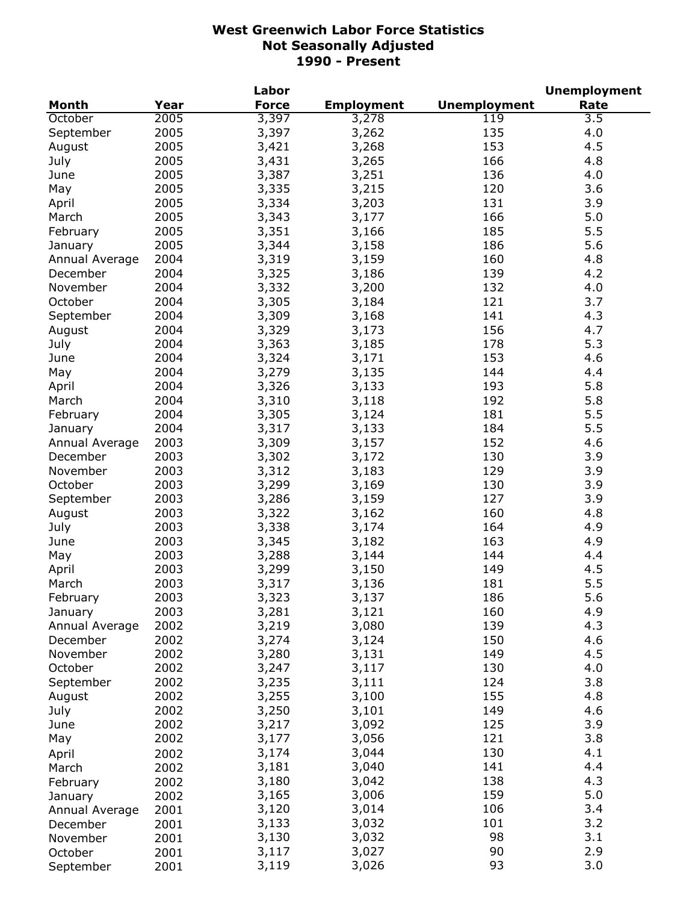# West Greenwich Labor Force Statistics
## Not Seasonally Adjusted
## 1990 - Present

| Month | Year | Labor Force | Employment | Unemployment | Unemployment Rate |
|---|---|---|---|---|---|
| October | 2005 | 3,397 | 3,278 | 119 | 3.5 |
| September | 2005 | 3,397 | 3,262 | 135 | 4.0 |
| August | 2005 | 3,421 | 3,268 | 153 | 4.5 |
| July | 2005 | 3,431 | 3,265 | 166 | 4.8 |
| June | 2005 | 3,387 | 3,251 | 136 | 4.0 |
| May | 2005 | 3,335 | 3,215 | 120 | 3.6 |
| April | 2005 | 3,334 | 3,203 | 131 | 3.9 |
| March | 2005 | 3,343 | 3,177 | 166 | 5.0 |
| February | 2005 | 3,351 | 3,166 | 185 | 5.5 |
| January | 2005 | 3,344 | 3,158 | 186 | 5.6 |
| Annual Average | 2004 | 3,319 | 3,159 | 160 | 4.8 |
| December | 2004 | 3,325 | 3,186 | 139 | 4.2 |
| November | 2004 | 3,332 | 3,200 | 132 | 4.0 |
| October | 2004 | 3,305 | 3,184 | 121 | 3.7 |
| September | 2004 | 3,309 | 3,168 | 141 | 4.3 |
| August | 2004 | 3,329 | 3,173 | 156 | 4.7 |
| July | 2004 | 3,363 | 3,185 | 178 | 5.3 |
| June | 2004 | 3,324 | 3,171 | 153 | 4.6 |
| May | 2004 | 3,279 | 3,135 | 144 | 4.4 |
| April | 2004 | 3,326 | 3,133 | 193 | 5.8 |
| March | 2004 | 3,310 | 3,118 | 192 | 5.8 |
| February | 2004 | 3,305 | 3,124 | 181 | 5.5 |
| January | 2004 | 3,317 | 3,133 | 184 | 5.5 |
| Annual Average | 2003 | 3,309 | 3,157 | 152 | 4.6 |
| December | 2003 | 3,302 | 3,172 | 130 | 3.9 |
| November | 2003 | 3,312 | 3,183 | 129 | 3.9 |
| October | 2003 | 3,299 | 3,169 | 130 | 3.9 |
| September | 2003 | 3,286 | 3,159 | 127 | 3.9 |
| August | 2003 | 3,322 | 3,162 | 160 | 4.8 |
| July | 2003 | 3,338 | 3,174 | 164 | 4.9 |
| June | 2003 | 3,345 | 3,182 | 163 | 4.9 |
| May | 2003 | 3,288 | 3,144 | 144 | 4.4 |
| April | 2003 | 3,299 | 3,150 | 149 | 4.5 |
| March | 2003 | 3,317 | 3,136 | 181 | 5.5 |
| February | 2003 | 3,323 | 3,137 | 186 | 5.6 |
| January | 2003 | 3,281 | 3,121 | 160 | 4.9 |
| Annual Average | 2002 | 3,219 | 3,080 | 139 | 4.3 |
| December | 2002 | 3,274 | 3,124 | 150 | 4.6 |
| November | 2002 | 3,280 | 3,131 | 149 | 4.5 |
| October | 2002 | 3,247 | 3,117 | 130 | 4.0 |
| September | 2002 | 3,235 | 3,111 | 124 | 3.8 |
| August | 2002 | 3,255 | 3,100 | 155 | 4.8 |
| July | 2002 | 3,250 | 3,101 | 149 | 4.6 |
| June | 2002 | 3,217 | 3,092 | 125 | 3.9 |
| May | 2002 | 3,177 | 3,056 | 121 | 3.8 |
| April | 2002 | 3,174 | 3,044 | 130 | 4.1 |
| March | 2002 | 3,181 | 3,040 | 141 | 4.4 |
| February | 2002 | 3,180 | 3,042 | 138 | 4.3 |
| January | 2002 | 3,165 | 3,006 | 159 | 5.0 |
| Annual Average | 2001 | 3,120 | 3,014 | 106 | 3.4 |
| December | 2001 | 3,133 | 3,032 | 101 | 3.2 |
| November | 2001 | 3,130 | 3,032 | 98 | 3.1 |
| October | 2001 | 3,117 | 3,027 | 90 | 2.9 |
| September | 2001 | 3,119 | 3,026 | 93 | 3.0 |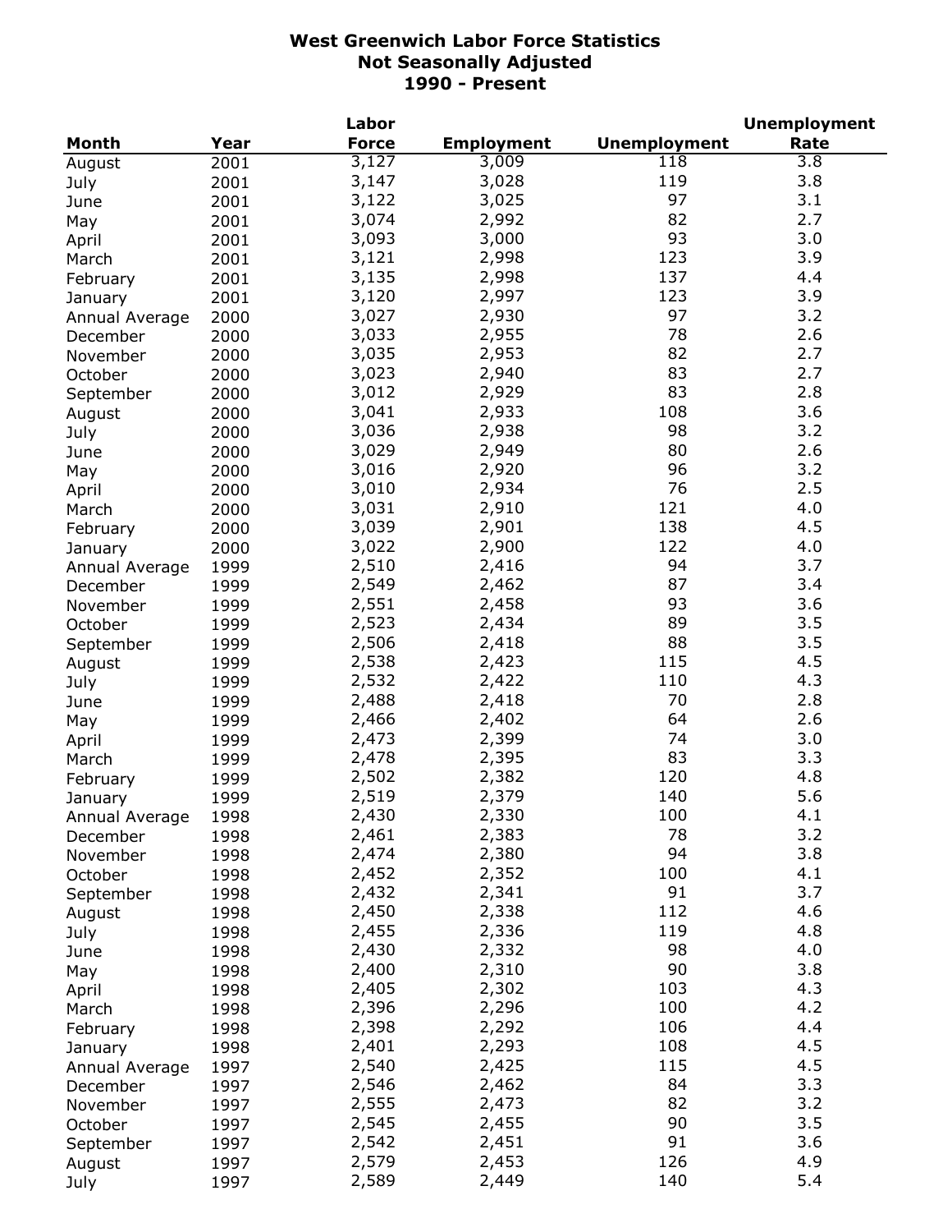# West Greenwich Labor Force Statistics
## Not Seasonally Adjusted
## 1990 - Present

| Month | Year | Labor Force | Employment | Unemployment | Unemployment Rate |
|---|---|---|---|---|---|
| August | 2001 | 3,127 | 3,009 | 118 | 3.8 |
| July | 2001 | 3,147 | 3,028 | 119 | 3.8 |
| June | 2001 | 3,122 | 3,025 | 97 | 3.1 |
| May | 2001 | 3,074 | 2,992 | 82 | 2.7 |
| April | 2001 | 3,093 | 3,000 | 93 | 3.0 |
| March | 2001 | 3,121 | 2,998 | 123 | 3.9 |
| February | 2001 | 3,135 | 2,998 | 137 | 4.4 |
| January | 2001 | 3,120 | 2,997 | 123 | 3.9 |
| Annual Average | 2000 | 3,027 | 2,930 | 97 | 3.2 |
| December | 2000 | 3,033 | 2,955 | 78 | 2.6 |
| November | 2000 | 3,035 | 2,953 | 82 | 2.7 |
| October | 2000 | 3,023 | 2,940 | 83 | 2.7 |
| September | 2000 | 3,012 | 2,929 | 83 | 2.8 |
| August | 2000 | 3,041 | 2,933 | 108 | 3.6 |
| July | 2000 | 3,036 | 2,938 | 98 | 3.2 |
| June | 2000 | 3,029 | 2,949 | 80 | 2.6 |
| May | 2000 | 3,016 | 2,920 | 96 | 3.2 |
| April | 2000 | 3,010 | 2,934 | 76 | 2.5 |
| March | 2000 | 3,031 | 2,910 | 121 | 4.0 |
| February | 2000 | 3,039 | 2,901 | 138 | 4.5 |
| January | 2000 | 3,022 | 2,900 | 122 | 4.0 |
| Annual Average | 1999 | 2,510 | 2,416 | 94 | 3.7 |
| December | 1999 | 2,549 | 2,462 | 87 | 3.4 |
| November | 1999 | 2,551 | 2,458 | 93 | 3.6 |
| October | 1999 | 2,523 | 2,434 | 89 | 3.5 |
| September | 1999 | 2,506 | 2,418 | 88 | 3.5 |
| August | 1999 | 2,538 | 2,423 | 115 | 4.5 |
| July | 1999 | 2,532 | 2,422 | 110 | 4.3 |
| June | 1999 | 2,488 | 2,418 | 70 | 2.8 |
| May | 1999 | 2,466 | 2,402 | 64 | 2.6 |
| April | 1999 | 2,473 | 2,399 | 74 | 3.0 |
| March | 1999 | 2,478 | 2,395 | 83 | 3.3 |
| February | 1999 | 2,502 | 2,382 | 120 | 4.8 |
| January | 1999 | 2,519 | 2,379 | 140 | 5.6 |
| Annual Average | 1998 | 2,430 | 2,330 | 100 | 4.1 |
| December | 1998 | 2,461 | 2,383 | 78 | 3.2 |
| November | 1998 | 2,474 | 2,380 | 94 | 3.8 |
| October | 1998 | 2,452 | 2,352 | 100 | 4.1 |
| September | 1998 | 2,432 | 2,341 | 91 | 3.7 |
| August | 1998 | 2,450 | 2,338 | 112 | 4.6 |
| July | 1998 | 2,455 | 2,336 | 119 | 4.8 |
| June | 1998 | 2,430 | 2,332 | 98 | 4.0 |
| May | 1998 | 2,400 | 2,310 | 90 | 3.8 |
| April | 1998 | 2,405 | 2,302 | 103 | 4.3 |
| March | 1998 | 2,396 | 2,296 | 100 | 4.2 |
| February | 1998 | 2,398 | 2,292 | 106 | 4.4 |
| January | 1998 | 2,401 | 2,293 | 108 | 4.5 |
| Annual Average | 1997 | 2,540 | 2,425 | 115 | 4.5 |
| December | 1997 | 2,546 | 2,462 | 84 | 3.3 |
| November | 1997 | 2,555 | 2,473 | 82 | 3.2 |
| October | 1997 | 2,545 | 2,455 | 90 | 3.5 |
| September | 1997 | 2,542 | 2,451 | 91 | 3.6 |
| August | 1997 | 2,579 | 2,453 | 126 | 4.9 |
| July | 1997 | 2,589 | 2,449 | 140 | 5.4 |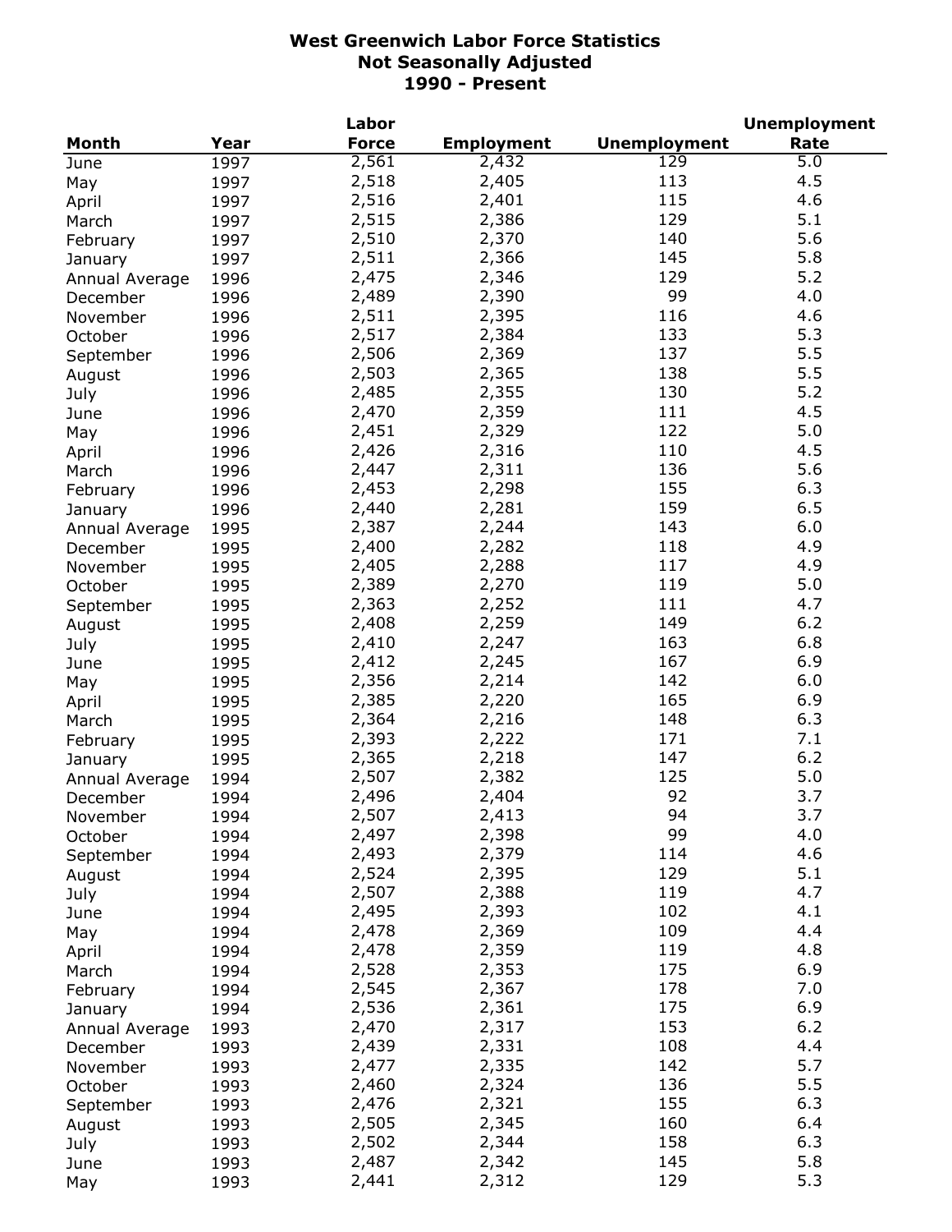# West Greenwich Labor Force Statistics
## Not Seasonally Adjusted
## 1990 - Present

| Month | Year | Labor Force | Employment | Unemployment | Unemployment Rate |
|---|---|---|---|---|---|
| June | 1997 | 2,561 | 2,432 | 129 | 5.0 |
| May | 1997 | 2,518 | 2,405 | 113 | 4.5 |
| April | 1997 | 2,516 | 2,401 | 115 | 4.6 |
| March | 1997 | 2,515 | 2,386 | 129 | 5.1 |
| February | 1997 | 2,510 | 2,370 | 140 | 5.6 |
| January | 1997 | 2,511 | 2,366 | 145 | 5.8 |
| Annual Average | 1996 | 2,475 | 2,346 | 129 | 5.2 |
| December | 1996 | 2,489 | 2,390 | 99 | 4.0 |
| November | 1996 | 2,511 | 2,395 | 116 | 4.6 |
| October | 1996 | 2,517 | 2,384 | 133 | 5.3 |
| September | 1996 | 2,506 | 2,369 | 137 | 5.5 |
| August | 1996 | 2,503 | 2,365 | 138 | 5.5 |
| July | 1996 | 2,485 | 2,355 | 130 | 5.2 |
| June | 1996 | 2,470 | 2,359 | 111 | 4.5 |
| May | 1996 | 2,451 | 2,329 | 122 | 5.0 |
| April | 1996 | 2,426 | 2,316 | 110 | 4.5 |
| March | 1996 | 2,447 | 2,311 | 136 | 5.6 |
| February | 1996 | 2,453 | 2,298 | 155 | 6.3 |
| January | 1996 | 2,440 | 2,281 | 159 | 6.5 |
| Annual Average | 1995 | 2,387 | 2,244 | 143 | 6.0 |
| December | 1995 | 2,400 | 2,282 | 118 | 4.9 |
| November | 1995 | 2,405 | 2,288 | 117 | 4.9 |
| October | 1995 | 2,389 | 2,270 | 119 | 5.0 |
| September | 1995 | 2,363 | 2,252 | 111 | 4.7 |
| August | 1995 | 2,408 | 2,259 | 149 | 6.2 |
| July | 1995 | 2,410 | 2,247 | 163 | 6.8 |
| June | 1995 | 2,412 | 2,245 | 167 | 6.9 |
| May | 1995 | 2,356 | 2,214 | 142 | 6.0 |
| April | 1995 | 2,385 | 2,220 | 165 | 6.9 |
| March | 1995 | 2,364 | 2,216 | 148 | 6.3 |
| February | 1995 | 2,393 | 2,222 | 171 | 7.1 |
| January | 1995 | 2,365 | 2,218 | 147 | 6.2 |
| Annual Average | 1994 | 2,507 | 2,382 | 125 | 5.0 |
| December | 1994 | 2,496 | 2,404 | 92 | 3.7 |
| November | 1994 | 2,507 | 2,413 | 94 | 3.7 |
| October | 1994 | 2,497 | 2,398 | 99 | 4.0 |
| September | 1994 | 2,493 | 2,379 | 114 | 4.6 |
| August | 1994 | 2,524 | 2,395 | 129 | 5.1 |
| July | 1994 | 2,507 | 2,388 | 119 | 4.7 |
| June | 1994 | 2,495 | 2,393 | 102 | 4.1 |
| May | 1994 | 2,478 | 2,369 | 109 | 4.4 |
| April | 1994 | 2,478 | 2,359 | 119 | 4.8 |
| March | 1994 | 2,528 | 2,353 | 175 | 6.9 |
| February | 1994 | 2,545 | 2,367 | 178 | 7.0 |
| January | 1994 | 2,536 | 2,361 | 175 | 6.9 |
| Annual Average | 1993 | 2,470 | 2,317 | 153 | 6.2 |
| December | 1993 | 2,439 | 2,331 | 108 | 4.4 |
| November | 1993 | 2,477 | 2,335 | 142 | 5.7 |
| October | 1993 | 2,460 | 2,324 | 136 | 5.5 |
| September | 1993 | 2,476 | 2,321 | 155 | 6.3 |
| August | 1993 | 2,505 | 2,345 | 160 | 6.4 |
| July | 1993 | 2,502 | 2,344 | 158 | 6.3 |
| June | 1993 | 2,487 | 2,342 | 145 | 5.8 |
| May | 1993 | 2,441 | 2,312 | 129 | 5.3 |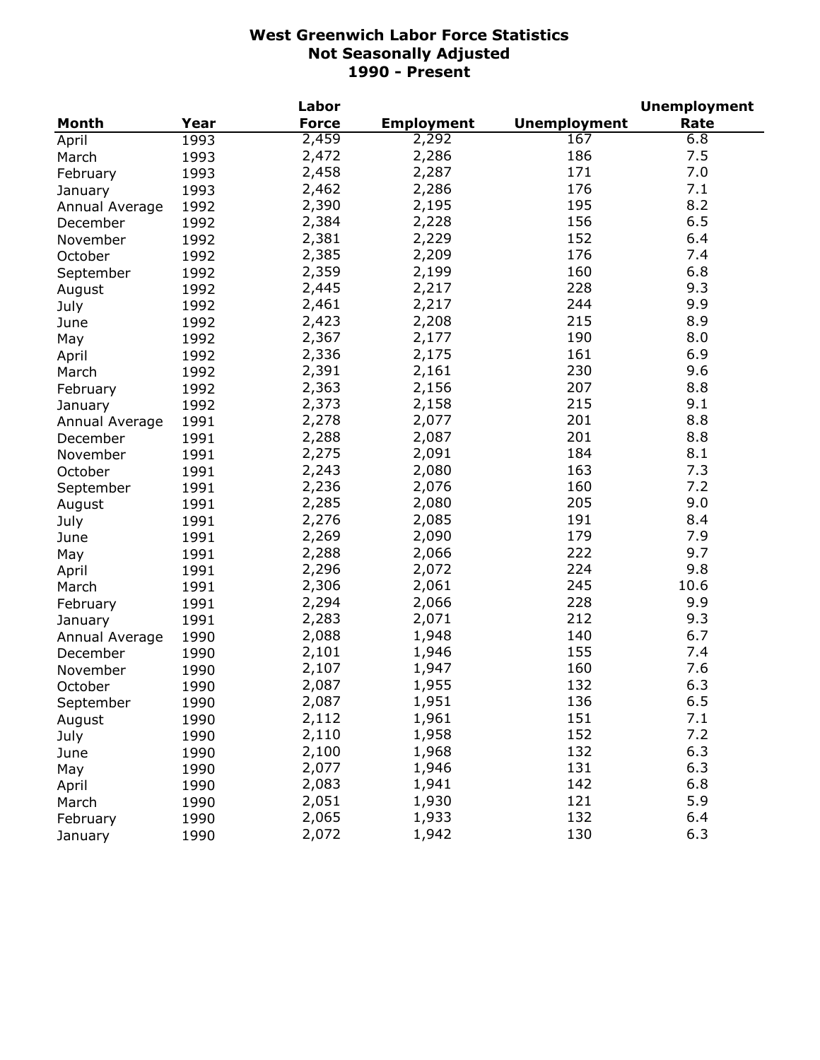# West Greenwich Labor Force Statistics
## Not Seasonally Adjusted
## 1990 - Present

| Month | Year | Labor Force | Employment | Unemployment | Unemployment Rate |
|---|---|---|---|---|---|
| April | 1993 | 2,459 | 2,292 | 167 | 6.8 |
| March | 1993 | 2,472 | 2,286 | 186 | 7.5 |
| February | 1993 | 2,458 | 2,287 | 171 | 7.0 |
| January | 1993 | 2,462 | 2,286 | 176 | 7.1 |
| Annual Average | 1992 | 2,390 | 2,195 | 195 | 8.2 |
| December | 1992 | 2,384 | 2,228 | 156 | 6.5 |
| November | 1992 | 2,381 | 2,229 | 152 | 6.4 |
| October | 1992 | 2,385 | 2,209 | 176 | 7.4 |
| September | 1992 | 2,359 | 2,199 | 160 | 6.8 |
| August | 1992 | 2,445 | 2,217 | 228 | 9.3 |
| July | 1992 | 2,461 | 2,217 | 244 | 9.9 |
| June | 1992 | 2,423 | 2,208 | 215 | 8.9 |
| May | 1992 | 2,367 | 2,177 | 190 | 8.0 |
| April | 1992 | 2,336 | 2,175 | 161 | 6.9 |
| March | 1992 | 2,391 | 2,161 | 230 | 9.6 |
| February | 1992 | 2,363 | 2,156 | 207 | 8.8 |
| January | 1992 | 2,373 | 2,158 | 215 | 9.1 |
| Annual Average | 1991 | 2,278 | 2,077 | 201 | 8.8 |
| December | 1991 | 2,288 | 2,087 | 201 | 8.8 |
| November | 1991 | 2,275 | 2,091 | 184 | 8.1 |
| October | 1991 | 2,243 | 2,080 | 163 | 7.3 |
| September | 1991 | 2,236 | 2,076 | 160 | 7.2 |
| August | 1991 | 2,285 | 2,080 | 205 | 9.0 |
| July | 1991 | 2,276 | 2,085 | 191 | 8.4 |
| June | 1991 | 2,269 | 2,090 | 179 | 7.9 |
| May | 1991 | 2,288 | 2,066 | 222 | 9.7 |
| April | 1991 | 2,296 | 2,072 | 224 | 9.8 |
| March | 1991 | 2,306 | 2,061 | 245 | 10.6 |
| February | 1991 | 2,294 | 2,066 | 228 | 9.9 |
| January | 1991 | 2,283 | 2,071 | 212 | 9.3 |
| Annual Average | 1990 | 2,088 | 1,948 | 140 | 6.7 |
| December | 1990 | 2,101 | 1,946 | 155 | 7.4 |
| November | 1990 | 2,107 | 1,947 | 160 | 7.6 |
| October | 1990 | 2,087 | 1,955 | 132 | 6.3 |
| September | 1990 | 2,087 | 1,951 | 136 | 6.5 |
| August | 1990 | 2,112 | 1,961 | 151 | 7.1 |
| July | 1990 | 2,110 | 1,958 | 152 | 7.2 |
| June | 1990 | 2,100 | 1,968 | 132 | 6.3 |
| May | 1990 | 2,077 | 1,946 | 131 | 6.3 |
| April | 1990 | 2,083 | 1,941 | 142 | 6.8 |
| March | 1990 | 2,051 | 1,930 | 121 | 5.9 |
| February | 1990 | 2,065 | 1,933 | 132 | 6.4 |
| January | 1990 | 2,072 | 1,942 | 130 | 6.3 |